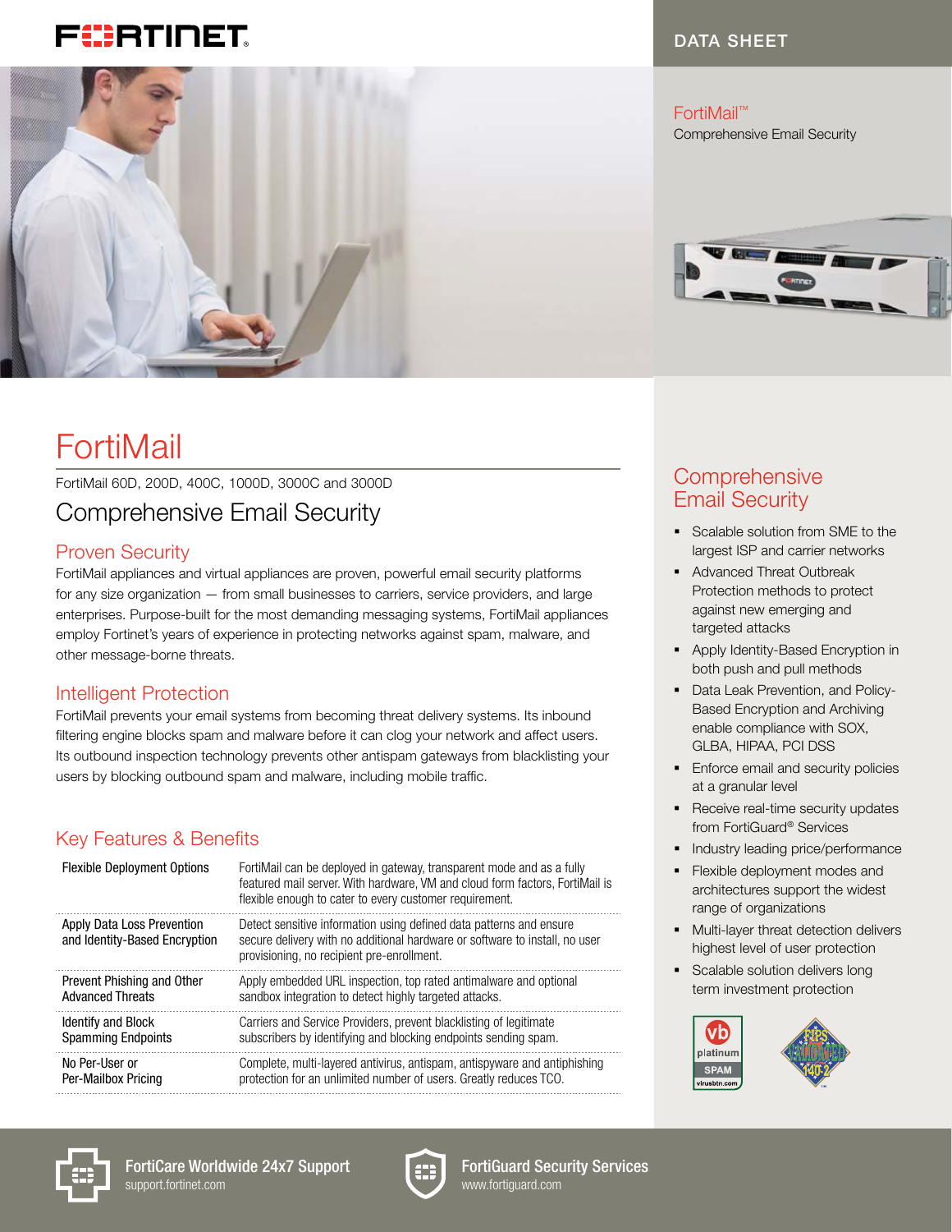DATA SHEET

FortiMail™
Comprehensive Email Security

# FortiMail

FortiMail 60D, 200D, 400C, 1000D, 3000C and 3000D

## Comprehensive Email Security

### Proven Security

FortiMail appliances and virtual appliances are proven, powerful email security platforms for any size organization — from small businesses to carriers, service providers, and large enterprises. Purpose-built for the most demanding messaging systems, FortiMail appliances employ Fortinet's years of experience in protecting networks against spam, malware, and other message-borne threats.

### Intelligent Protection

FortiMail prevents your email systems from becoming threat delivery systems. Its inbound filtering engine blocks spam and malware before it can clog your network and affect users. Its outbound inspection technology prevents other antispam gateways from blacklisting your users by blocking outbound spam and malware, including mobile traffic.

### Key Features & Benefits

| | |
|---|---|
| Flexible Deployment Options | FortiMail can be deployed in gateway, transparent mode and as a fully featured mail server. With hardware, VM and cloud form factors, FortiMail is flexible enough to cater to every customer requirement. |
| Apply Data Loss Prevention and Identity-Based Encryption | Detect sensitive information using defined data patterns and ensure secure delivery with no additional hardware or software to install, no user provisioning, no recipient pre-enrollment. |
| Prevent Phishing and Other Advanced Threats | Apply embedded URL inspection, top rated antimalware and optional sandbox integration to detect highly targeted attacks. |
| Identify and Block Spamming Endpoints | Carriers and Service Providers, prevent blacklisting of legitimate subscribers by identifying and blocking endpoints sending spam. |
| No Per-User or Per-Mailbox Pricing | Complete, multi-layered antivirus, antispam, antispyware and antiphishing protection for an unlimited number of users. Greatly reduces TCO. |

## Comprehensive Email Security

- Scalable solution from SME to the largest ISP and carrier networks
- Advanced Threat Outbreak Protection methods to protect against new emerging and targeted attacks
- Apply Identity-Based Encryption in both push and pull methods
- Data Leak Prevention, and Policy-Based Encryption and Archiving enable compliance with SOX, GLBA, HIPAA, PCI DSS
- Enforce email and security policies at a granular level
- Receive real-time security updates from FortiGuard® Services
- Industry leading price/performance
- Flexible deployment modes and architectures support the widest range of organizations
- Multi-layer threat detection delivers highest level of user protection
- Scalable solution delivers long term investment protection

FortiCare Worldwide 24x7 Support
support.fortinet.com

FortiGuard Security Services
www.fortiguard.com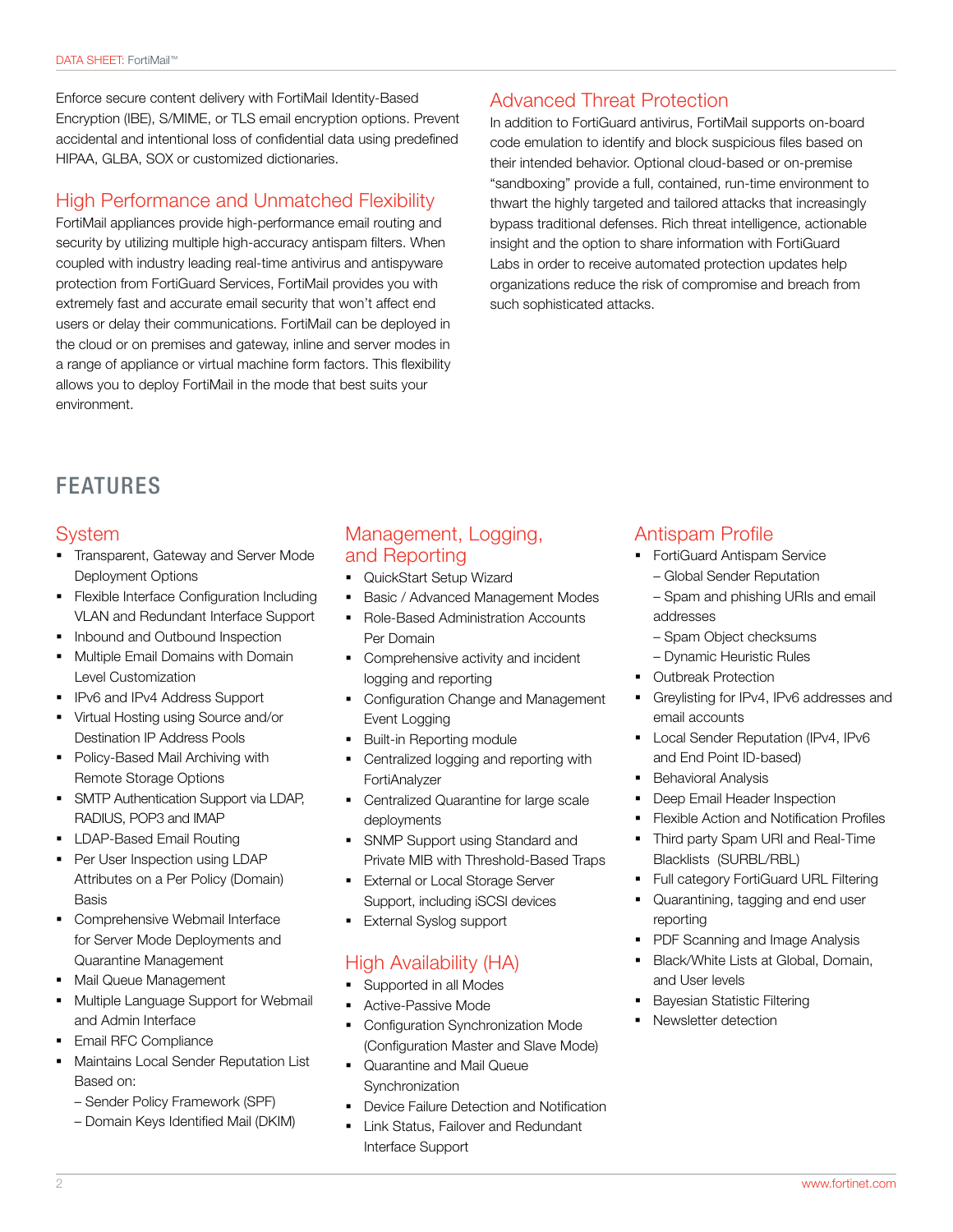Enforce secure content delivery with FortiMail Identity-Based Encryption (IBE), S/MIME, or TLS email encryption options. Prevent accidental and intentional loss of confidential data using predefined HIPAA, GLBA, SOX or customized dictionaries.

## High Performance and Unmatched Flexibility

FortiMail appliances provide high-performance email routing and security by utilizing multiple high-accuracy antispam filters. When coupled with industry leading real-time antivirus and antispyware protection from FortiGuard Services, FortiMail provides you with extremely fast and accurate email security that won't affect end users or delay their communications. FortiMail can be deployed in the cloud or on premises and gateway, inline and server modes in a range of appliance or virtual machine form factors. This flexibility allows you to deploy FortiMail in the mode that best suits your environment.

## Advanced Threat Protection

In addition to FortiGuard antivirus, FortiMail supports on-board code emulation to identify and block suspicious files based on their intended behavior. Optional cloud-based or on-premise "sandboxing" provide a full, contained, run-time environment to thwart the highly targeted and tailored attacks that increasingly bypass traditional defenses. Rich threat intelligence, actionable insight and the option to share information with FortiGuard Labs in order to receive automated protection updates help organizations reduce the risk of compromise and breach from such sophisticated attacks.

# FEATURES

## System

- Transparent, Gateway and Server Mode Deployment Options
- Flexible Interface Configuration Including VLAN and Redundant Interface Support
- Inbound and Outbound Inspection
- Multiple Email Domains with Domain Level Customization
- IPv6 and IPv4 Address Support
- Virtual Hosting using Source and/or Destination IP Address Pools
- Policy-Based Mail Archiving with Remote Storage Options
- SMTP Authentication Support via LDAP, RADIUS, POP3 and IMAP
- LDAP-Based Email Routing
- Per User Inspection using LDAP Attributes on a Per Policy (Domain) Basis
- Comprehensive Webmail Interface for Server Mode Deployments and Quarantine Management
- Mail Queue Management
- Multiple Language Support for Webmail and Admin Interface
- Email RFC Compliance
- Maintains Local Sender Reputation List Based on:
  - Sender Policy Framework (SPF)
  - Domain Keys Identified Mail (DKIM)

## Management, Logging, and Reporting

- QuickStart Setup Wizard
- Basic / Advanced Management Modes
- Role-Based Administration Accounts Per Domain
- Comprehensive activity and incident logging and reporting
- Configuration Change and Management Event Logging
- Built-in Reporting module
- Centralized logging and reporting with FortiAnalyzer
- Centralized Quarantine for large scale deployments
- SNMP Support using Standard and Private MIB with Threshold-Based Traps
- External or Local Storage Server Support, including iSCSI devices
- External Syslog support

## High Availability (HA)

- Supported in all Modes
- Active-Passive Mode
- Configuration Synchronization Mode (Configuration Master and Slave Mode)
- Quarantine and Mail Queue Synchronization
- Device Failure Detection and Notification
- Link Status, Failover and Redundant Interface Support

## Antispam Profile

- FortiGuard Antispam Service
  - Global Sender Reputation
  - Spam and phishing URIs and email addresses
  - Spam Object checksums
  - Dynamic Heuristic Rules
- Outbreak Protection
- Greylisting for IPv4, IPv6 addresses and email accounts
- Local Sender Reputation (IPv4, IPv6 and End Point ID-based)
- Behavioral Analysis
- Deep Email Header Inspection
- Flexible Action and Notification Profiles
- Third party Spam URI and Real-Time Blacklists (SURBL/RBL)
- Full category FortiGuard URL Filtering
- Quarantining, tagging and end user reporting
- PDF Scanning and Image Analysis
- Black/White Lists at Global, Domain, and User levels
- Bayesian Statistic Filtering
- Newsletter detection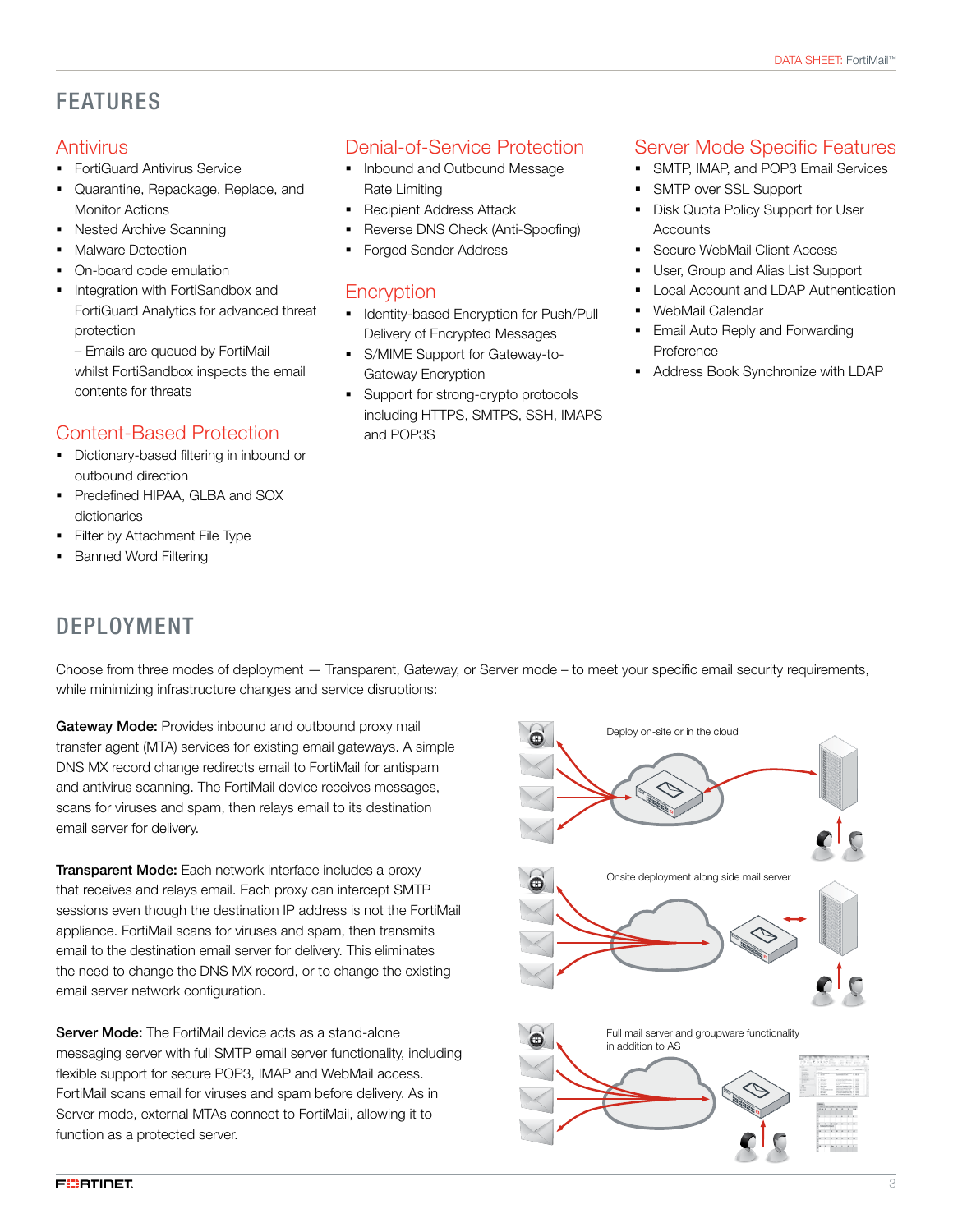## FEATURES

### Antivirus

- FortiGuard Antivirus Service
- Quarantine, Repackage, Replace, and Monitor Actions
- Nested Archive Scanning
- Malware Detection
- On-board code emulation
- Integration with FortiSandbox and FortiGuard Analytics for advanced threat protection
  – Emails are queued by FortiMail whilst FortiSandbox inspects the email contents for threats

### Content-Based Protection

- Dictionary-based filtering in inbound or outbound direction
- Predefined HIPAA, GLBA and SOX dictionaries
- Filter by Attachment File Type
- Banned Word Filtering

### Denial-of-Service Protection

- Inbound and Outbound Message Rate Limiting
- Recipient Address Attack
- Reverse DNS Check (Anti-Spoofing)
- Forged Sender Address

### Encryption

- Identity-based Encryption for Push/Pull Delivery of Encrypted Messages
- S/MIME Support for Gateway-to-Gateway Encryption
- Support for strong-crypto protocols including HTTPS, SMTPS, SSH, IMAPS and POP3S

### Server Mode Specific Features

- SMTP, IMAP, and POP3 Email Services
- SMTP over SSL Support
- Disk Quota Policy Support for User Accounts
- Secure WebMail Client Access
- User, Group and Alias List Support
- Local Account and LDAP Authentication
- WebMail Calendar
- Email Auto Reply and Forwarding Preference
- Address Book Synchronize with LDAP

## DEPLOYMENT

Choose from three modes of deployment — Transparent, Gateway, or Server mode – to meet your specific email security requirements, while minimizing infrastructure changes and service disruptions:

**Gateway Mode:** Provides inbound and outbound proxy mail transfer agent (MTA) services for existing email gateways. A simple DNS MX record change redirects email to FortiMail for antispam and antivirus scanning. The FortiMail device receives messages, scans for viruses and spam, then relays email to its destination email server for delivery.

**Transparent Mode:** Each network interface includes a proxy that receives and relays email. Each proxy can intercept SMTP sessions even though the destination IP address is not the FortiMail appliance. FortiMail scans for viruses and spam, then transmits email to the destination email server for delivery. This eliminates the need to change the DNS MX record, or to change the existing email server network configuration.

**Server Mode:** The FortiMail device acts as a stand-alone messaging server with full SMTP email server functionality, including flexible support for secure POP3, IMAP and WebMail access. FortiMail scans email for viruses and spam before delivery. As in Server mode, external MTAs connect to FortiMail, allowing it to function as a protected server.

Deploy on-site or in the cloud

Onsite deployment along side mail server

Full mail server and groupware functionality in addition to AS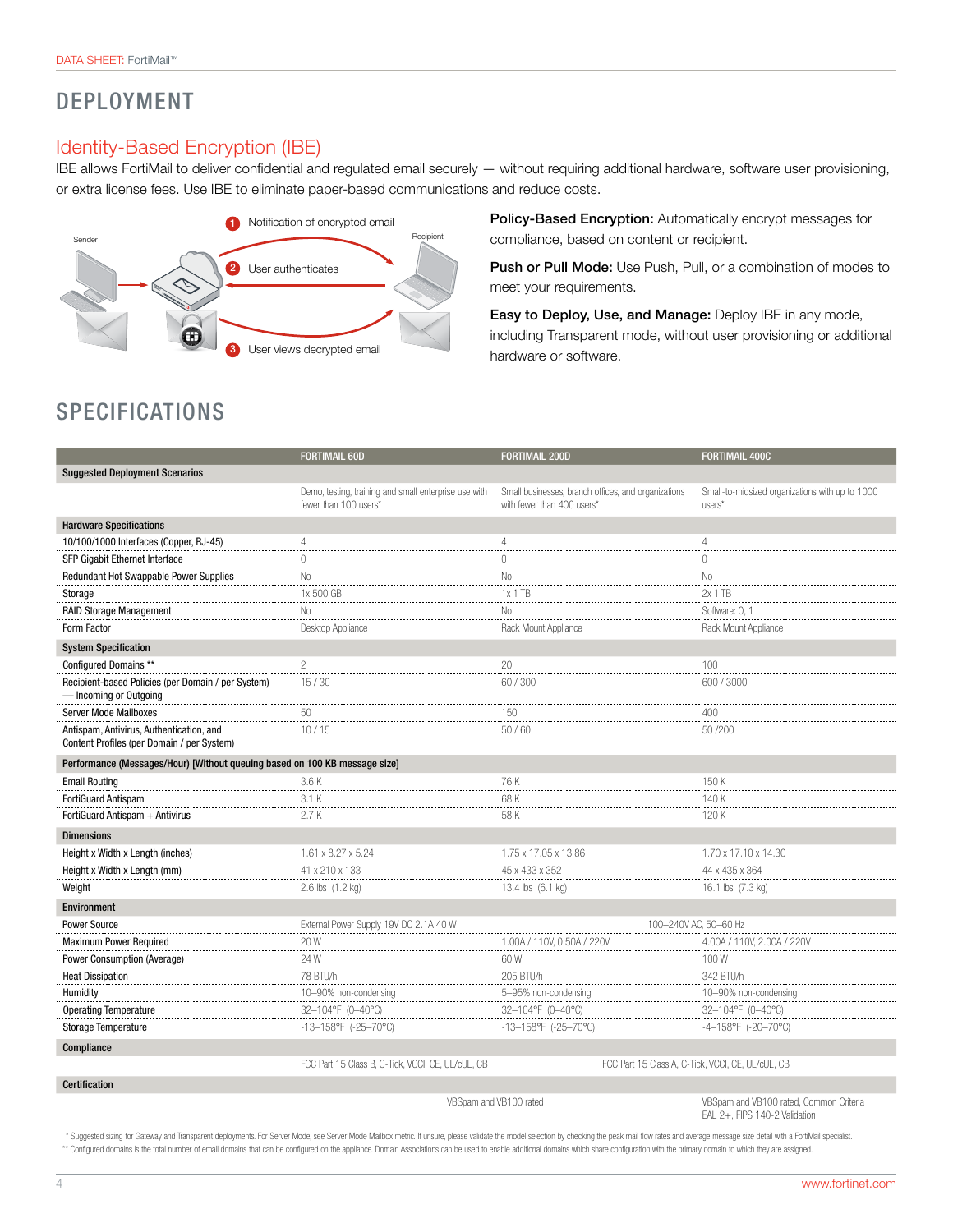# DEPLOYMENT

## Identity-Based Encryption (IBE)

IBE allows FortiMail to deliver confidential and regulated email securely — without requiring additional hardware, software user provisioning, or extra license fees. Use IBE to eliminate paper-based communications and reduce costs.

Sender

Recipient

1 Notification of encrypted email

2 User authenticates

3 User views decrypted email

**Policy-Based Encryption:** Automatically encrypt messages for compliance, based on content or recipient.

**Push or Pull Mode:** Use Push, Pull, or a combination of modes to meet your requirements.

**Easy to Deploy, Use, and Manage:** Deploy IBE in any mode, including Transparent mode, without user provisioning or additional hardware or software.

# SPECIFICATIONS

| | FORTIMAIL 60D | FORTIMAIL 200D | FORTIMAIL 400C |
|---|---|---|---|
| **Suggested Deployment Scenarios** | | | |
| | Demo, testing, training and small enterprise use with fewer than 100 users* | Small businesses, branch offices, and organizations with fewer than 400 users* | Small-to-midsized organizations with up to 1000 users* |
| **Hardware Specifications** | | | |
| 10/100/1000 Interfaces (Copper, RJ-45) | 4 | 4 | 4 |
| SFP Gigabit Ethernet Interface | 0 | 0 | 0 |
| Redundant Hot Swappable Power Supplies | No | No | No |
| Storage | 1x 500 GB | 1x 1 TB | 2x 1 TB |
| RAID Storage Management | No | No | Software: 0, 1 |
| Form Factor | Desktop Appliance | Rack Mount Appliance | Rack Mount Appliance |
| **System Specification** | | | |
| Configured Domains ** | 2 | 20 | 100 |
| Recipient-based Policies (per Domain / per System) — Incoming or Outgoing | 15 / 30 | 60 / 300 | 600 / 3000 |
| Server Mode Mailboxes | 50 | 150 | 400 |
| Antispam, Antivirus, Authentication, and Content Profiles (per Domain / per System) | 10 / 15 | 50 / 60 | 50 /200 |
| **Performance (Messages/Hour) [Without queuing based on 100 KB message size]** | | | |
| Email Routing | 3.6 K | 76 K | 150 K |
| FortiGuard Antispam | 3.1 K | 68 K | 140 K |
| FortiGuard Antispam + Antivirus | 2.7 K | 58 K | 120 K |
| **Dimensions** | | | |
| Height x Width x Length (inches) | 1.61 x 8.27 x 5.24 | 1.75 x 17.05 x 13.86 | 1.70 x 17.10 x 14.30 |
| Height x Width x Length (mm) | 41 x 210 x 133 | 45 x 433 x 352 | 44 x 435 x 364 |
| Weight | 2.6 lbs (1.2 kg) | 13.4 lbs (6.1 kg) | 16.1 lbs (7.3 kg) |
| **Environment** | | | |
| Power Source | External Power Supply 19V DC 2.1A 40 W | 100–240V AC, 50–60 Hz | 100–240V AC, 50–60 Hz |
| Maximum Power Required | 20 W | 1.00A / 110V, 0.50A / 220V | 4.00A / 110V, 2.00A / 220V |
| Power Consumption (Average) | 24 W | 60 W | 100 W |
| Heat Dissipation | 78 BTU/h | 205 BTU/h | 342 BTU/h |
| Humidity | 10–90% non-condensing | 5–95% non-condensing | 10–90% non-condensing |
| Operating Temperature | 32–104°F (0–40°C) | 32–104°F (0–40°C) | 32–104°F (0–40°C) |
| Storage Temperature | -13–158°F (-25–70°C) | -13–158°F (-25–70°C) | -4–158°F (-20–70°C) |
| **Compliance** | | | |
| | FCC Part 15 Class B, C-Tick, VCCI, CE, UL/cUL, CB | FCC Part 15 Class A, C-Tick, VCCI, CE, UL/cUL, CB | FCC Part 15 Class A, C-Tick, VCCI, CE, UL/cUL, CB |
| **Certification** | | | |
| | VBSpam and VB100 rated | VBSpam and VB100 rated | VBSpam and VB100 rated, Common Criteria EAL 2+, FIPS 140-2 Validation |

\* Suggested sizing for Gateway and Transparent deployments. For Server Mode, see Server Mode Mailbox metric. If unsure, please validate the model selection by checking the peak mail flow rates and average message size detail with a FortiMail specialist.

** Configured domains is the total number of email domains that can be configured on the appliance. Domain Associations can be used to enable additional domains which share configuration with the primary domain to which they are assigned.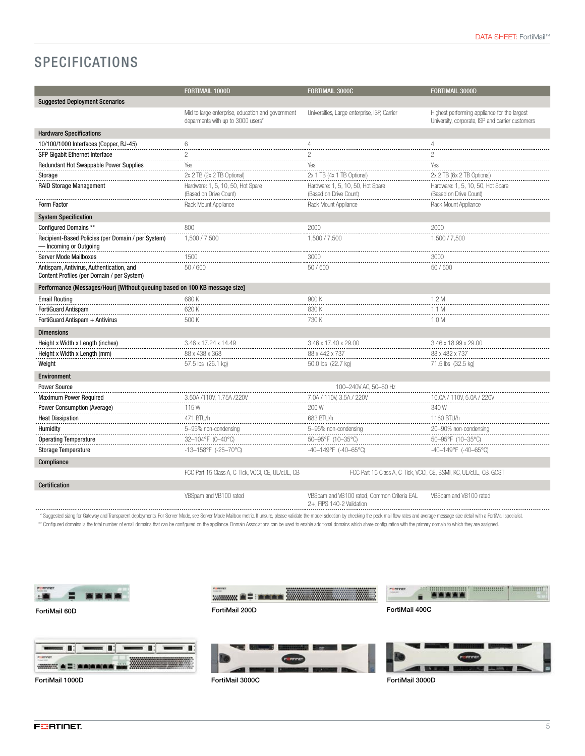## SPECIFICATIONS

| | FORTIMAIL 1000D | FORTIMAIL 3000C | FORTIMAIL 3000D |
|---|---|---|---|
| **Suggested Deployment Scenarios** | | | |
| | Mid to large enterprise, education and government deparments with up to 3000 users* | Universities, Large enterprise, ISP, Carrier | Highest performing appliance for the largest University, corporate, ISP and carrier customers |
| **Hardware Specifications** | | | |
| 10/100/1000 Interfaces (Copper, RJ-45) | 6 | 4 | 4 |
| SFP Gigabit Ethernet Interface | 2 | 2 | 2 |
| Redundant Hot Swappable Power Supplies | Yes | Yes | Yes |
| Storage | 2x 2 TB (2x 2 TB Optional) | 2x 1 TB (4x 1 TB Optional) | 2x 2 TB (6x 2 TB Optional) |
| RAID Storage Management | Hardware: 1, 5, 10, 50, Hot Spare (Based on Drive Count) | Hardware: 1, 5, 10, 50, Hot Spare (Based on Drive Count) | Hardware: 1, 5, 10, 50, Hot Spare (Based on Drive Count) |
| Form Factor | Rack Mount Appliance | Rack Mount Appliance | Rack Mount Appliance |
| **System Specification** | | | |
| Configured Domains ** | 800 | 2000 | 2000 |
| Recipient-Based Policies (per Domain / per System) — Incoming or Outgoing | 1,500 / 7,500 | 1,500 / 7,500 | 1,500 / 7,500 |
| Server Mode Mailboxes | 1500 | 3000 | 3000 |
| Antispam, Antivirus, Authentication, and Content Profiles (per Domain / per System) | 50 / 600 | 50 / 600 | 50 / 600 |
| **Performance (Messages/Hour) [Without queuing based on 100 KB message size]** | | | |
| Email Routing | 680 K | 900 K | 1.2 M |
| FortiGuard Antispam | 620 K | 830 K | 1.1 M |
| FortiGuard Antispam + Antivirus | 500 K | 730 K | 1.0 M |
| **Dimensions** | | | |
| Height x Width x Length (inches) | 3.46 x 17.24 x 14.49 | 3.46 x 17.40 x 29.00 | 3.46 x 18.99 x 29.00 |
| Height x Width x Length (mm) | 88 x 438 x 368 | 88 x 442 x 737 | 88 x 482 x 737 |
| Weight | 57.5 lbs (26.1 kg) | 50.0 lbs (22.7 kg) | 71.5 lbs (32.5 kg) |
| **Environment** | | | |
| Power Source | 100–240V AC, 50–60 Hz | | |
| Maximum Power Required | 3.50A /110V, 1.75A /220V | 7.0A / 110V, 3.5A / 220V | 10.0A / 110V, 5.0A / 220V |
| Power Consumption (Average) | 115 W | 200 W | 340 W |
| Heat Dissipation | 471 BTU/h | 683 BTU/h | 1160 BTU/h |
| Humidity | 5–95% non-condensing | 5–95% non-condensing | 20–90% non-condensing |
| Operating Temperature | 32–104°F (0–40°C) | 50–95°F (10–35°C) | 50–95°F (10–35°C) |
| Storage Temperature | -13–158°F (-25–70°C) | -40–149°F (-40–65°C) | -40–149°F (-40–65°C) |
| **Compliance** | | | |
| | FCC Part 15 Class A, C-Tick, VCCI, CE, UL/cUL, CB | FCC Part 15 Class A, C-Tick, VCCI, CE, BSMI, KC, UL/cUL, CB, GOST | |
| **Certification** | | | |
| | VBSpam and VB100 rated | VBSpam and VB100 rated, Common Criteria EAL 2+, FIPS 140-2 Validation | VBSpam and VB100 rated |

\* Suggested sizing for Gateway and Transparent deployments. For Server Mode, see Server Mode Mailbox metric. If unsure, please validate the model selection by checking the peak mail flow rates and average message size detail with a FortiMail specialist.

\*\* Configured domains is the total number of email domains that can be configured on the appliance. Domain Associations can be used to enable additional domains which share configuration with the primary domain to which they are assigned.

FortiMail 60D

FortiMail 200D

FortiMail 400C

FortiMail 1000D

FortiMail 3000C

FortiMail 3000D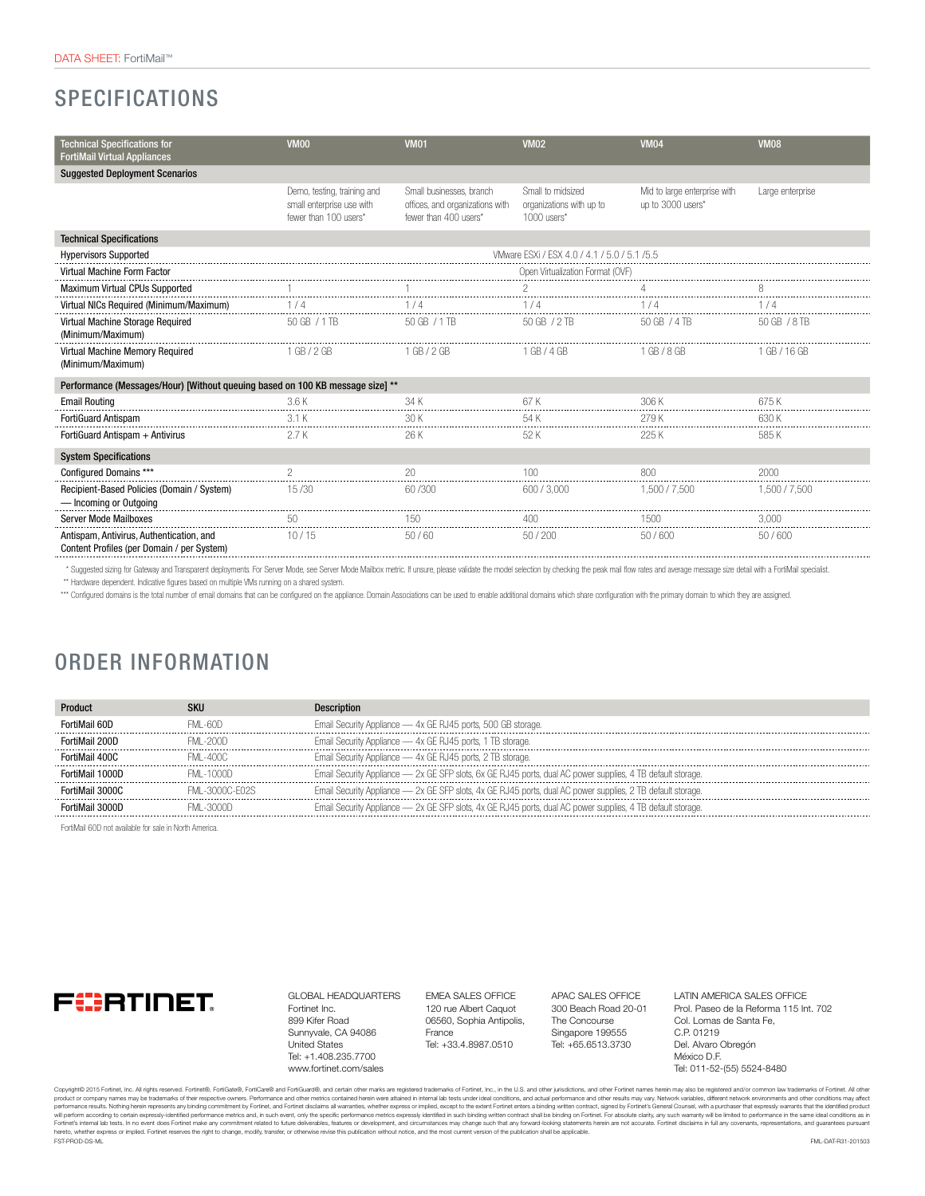## SPECIFICATIONS

| Technical Specifications for FortiMail Virtual Appliances | VM00 | VM01 | VM02 | VM04 | VM08 |
|---|---|---|---|---|---|
| **Suggested Deployment Scenarios** | | | | | |
| | Demo, testing, training and small enterprise use with fewer than 100 users* | Small businesses, branch offices, and organizations with fewer than 400 users* | Small to midsized organizations with up to 1000 users* | Mid to large enterprise with up to 3000 users* | Large enterprise |
| **Technical Specifications** | | | | | |
| Hypervisors Supported | VMware ESXi / ESX 4.0 / 4.1 / 5.0 / 5.1 /5.5 | | | | |
| Virtual Machine Form Factor | Open Virtualization Format (OVF) | | | | |
| Maximum Virtual CPUs Supported | 1 | 1 | 2 | 4 | 8 |
| Virtual NICs Required (Minimum/Maximum) | 1 / 4 | 1 / 4 | 1 / 4 | 1 / 4 | 1 / 4 |
| Virtual Machine Storage Required (Minimum/Maximum) | 50 GB / 1 TB | 50 GB / 1 TB | 50 GB / 2 TB | 50 GB / 4 TB | 50 GB / 8 TB |
| Virtual Machine Memory Required (Minimum/Maximum) | 1 GB / 2 GB | 1 GB / 2 GB | 1 GB / 4 GB | 1 GB / 8 GB | 1 GB / 16 GB |
| **Performance (Messages/Hour) [Without queuing based on 100 KB message size] \*\*** | | | | | |
| Email Routing | 3.6 K | 34 K | 67 K | 306 K | 675 K |
| FortiGuard Antispam | 3.1 K | 30 K | 54 K | 279 K | 630 K |
| FortiGuard Antispam + Antivirus | 2.7 K | 26 K | 52 K | 225 K | 585 K |
| **System Specifications** | | | | | |
| Configured Domains *** | 2 | 20 | 100 | 800 | 2000 |
| Recipient-Based Policies (Domain / System) — Incoming or Outgoing | 15 /30 | 60 /300 | 600 / 3,000 | 1,500 / 7,500 | 1,500 / 7,500 |
| Server Mode Mailboxes | 50 | 150 | 400 | 1500 | 3,000 |
| Antispam, Antivirus, Authentication, and Content Profiles (per Domain / per System) | 10 / 15 | 50 / 60 | 50 / 200 | 50 / 600 | 50 / 600 |

\* Suggested sizing for Gateway and Transparent deployments. For Server Mode, see Server Mode Mailbox metric. If unsure, please validate the model selection by checking the peak mail flow rates and average message size detail with a FortiMail specialist.

\*\* Hardware dependent. Indicative figures based on multiple VMs running on a shared system.

\*\*\* Configured domains is the total number of email domains that can be configured on the appliance. Domain Associations can be used to enable additional domains which share configuration with the primary domain to which they are assigned.

## ORDER INFORMATION

| Product | SKU | Description |
|---|---|---|
| FortiMail 60D | FML-60D | Email Security Appliance — 4x GE RJ45 ports, 500 GB storage. |
| FortiMail 200D | FML-200D | Email Security Appliance — 4x GE RJ45 ports, 1 TB storage. |
| FortiMail 400C | FML-400C | Email Security Appliance — 4x GE RJ45 ports, 2 TB storage. |
| FortiMail 1000D | FML-1000D | Email Security Appliance — 2x GE SFP slots, 6x GE RJ45 ports, dual AC power supplies, 4 TB default storage. |
| FortiMail 3000C | FML-3000C-E02S | Email Security Appliance — 2x GE SFP slots, 4x GE RJ45 ports, dual AC power supplies, 2 TB default storage. |
| FortiMail 3000D | FML-3000D | Email Security Appliance — 2x GE SFP slots, 4x GE RJ45 ports, dual AC power supplies, 4 TB default storage. |

FortiMail 60D not available for sale in North America.

FORTINET

GLOBAL HEADQUARTERS
Fortinet Inc.
899 Kifer Road
Sunnyvale, CA 94086
United States
Tel: +1.408.235.7700
www.fortinet.com/sales

EMEA SALES OFFICE
120 rue Albert Caquot
06560, Sophia Antipolis,
France
Tel: +33.4.8987.0510

APAC SALES OFFICE
300 Beach Road 20-01
The Concourse
Singapore 199555
Tel: +65.6513.3730

LATIN AMERICA SALES OFFICE
Prol. Paseo de la Reforma 115 Int. 702
Col. Lomas de Santa Fe,
C.P. 01219
Del. Alvaro Obregón
México D.F.
Tel: 011-52-(55) 5524-8480

Copyright© 2015 Fortinet, Inc. All rights reserved. Fortinet®, FortiGate®, FortiCare® and FortiGuard®, and certain other marks are registered trademarks of Fortinet, Inc., in the U.S. and other jurisdictions, and other Fortinet names herein may also be registered and/or common law trademarks of Fortinet. All other product or company names may be trademarks of their respective owners. Performance and other metrics contained herein were attained in internal lab tests under ideal conditions, and actual performance and other results may vary. Network variables, different network environments and other conditions may affect performance results. Nothing herein represents any binding commitment by Fortinet, and Fortinet disclaims all warranties, whether express or implied, except to the extent Fortinet enters a binding written contract, signed by Fortinet's General Counsel, with a purchaser that expressly warrants that the identified product will perform according to certain expressly-identified performance metrics and, in such event, only the specific performance metrics expressly identified in such binding written contract shall be binding on Fortinet. For absolute clarity, any such warranty will be limited to performance in the same ideal conditions as in Fortinet's internal lab tests. In no event does Fortinet make any commitment related to future deliverables, features or development, and circumstances may change such that any forward-looking statements herein are not accurate. Fortinet disclaims in full any covenants, representations, and guarantees pursuant hereto, whether express or implied. Fortinet reserves the right to change, modify, transfer, or otherwise revise this publication without notice, and the most current version of the publication shall be applicable.

FST-PROD-DS-ML

FML-DAT-R31-201503